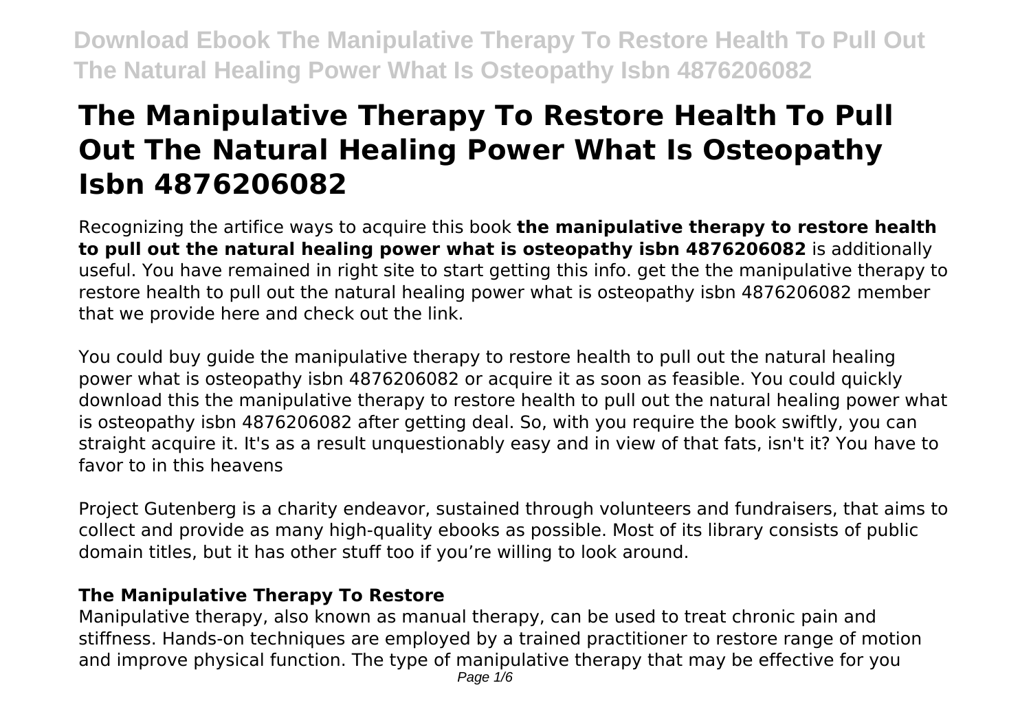# The Manipulative Therapy To Restore Health To Pull Out The Natural Healing Power What Is Osteopathy Isbn 4876206082

Recognizing the artifice ways to acquire this book **the manipulative therapy to restore health to pull out the natural healing power what is osteopathy isbn 4876206082** is additionally useful. You have remained in right site to start getting this info. get the the manipulative therapy to restore health to pull out the natural healing power what is osteopathy isbn 4876206082 member that we provide here and check out the link.

You could buy guide the manipulative therapy to restore health to pull out the natural healing power what is osteopathy isbn 4876206082 or acquire it as soon as feasible. You could quickly download this the manipulative therapy to restore health to pull out the natural healing power what is osteopathy isbn 4876206082 after getting deal. So, with you require the book swiftly, you can straight acquire it. It's as a result unquestionably easy and in view of that fats, isn't it? You have to favor to in this heavens

Project Gutenberg is a charity endeavor, sustained through volunteers and fundraisers, that aims to collect and provide as many high-quality ebooks as possible. Most of its library consists of public domain titles, but it has other stuff too if you're willing to look around.

## The Manipulative Therapy To Restore

Manipulative therapy, also known as manual therapy, can be used to treat chronic pain and stiffness. Hands-on techniques are employed by a trained practitioner to restore range of motion and improve physical function. The type of manipulative therapy that may be effective for you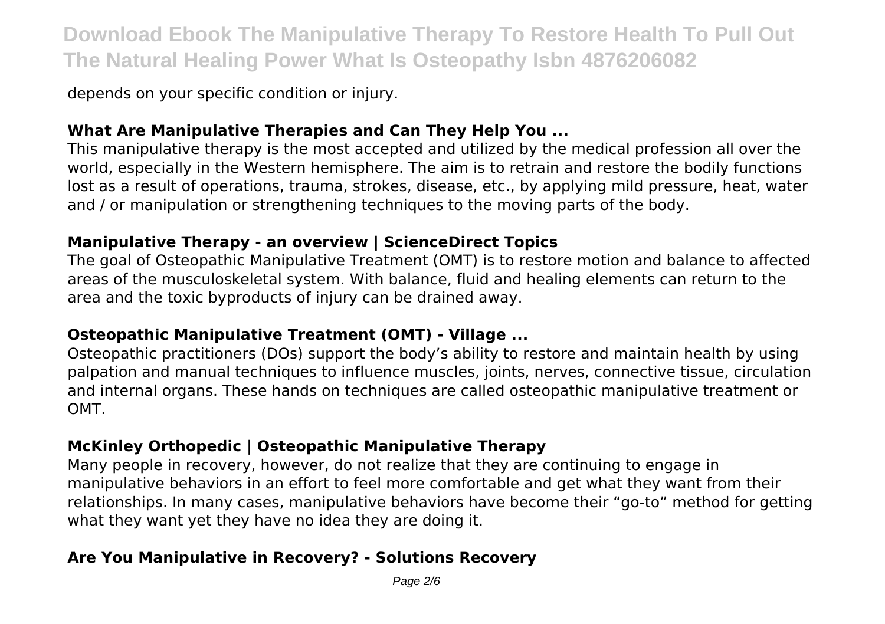depends on your specific condition or injury.

### **What Are Manipulative Therapies and Can They Help You ...**

This manipulative therapy is the most accepted and utilized by the medical profession all over the world, especially in the Western hemisphere. The aim is to retrain and restore the bodily functions lost as a result of operations, trauma, strokes, disease, etc., by applying mild pressure, heat, water and / or manipulation or strengthening techniques to the moving parts of the body.

### **Manipulative Therapy - an overview | ScienceDirect Topics**

The goal of Osteopathic Manipulative Treatment (OMT) is to restore motion and balance to affected areas of the musculoskeletal system. With balance, fluid and healing elements can return to the area and the toxic byproducts of injury can be drained away.

### **Osteopathic Manipulative Treatment (OMT) - Village ...**

Osteopathic practitioners (DOs) support the body's ability to restore and maintain health by using palpation and manual techniques to influence muscles, joints, nerves, connective tissue, circulation and internal organs. These hands on techniques are called osteopathic manipulative treatment or OMT.

### **McKinley Orthopedic | Osteopathic Manipulative Therapy**

Many people in recovery, however, do not realize that they are continuing to engage in manipulative behaviors in an effort to feel more comfortable and get what they want from their relationships. In many cases, manipulative behaviors have become their "go-to" method for getting what they want yet they have no idea they are doing it.

### **Are You Manipulative in Recovery? - Solutions Recovery**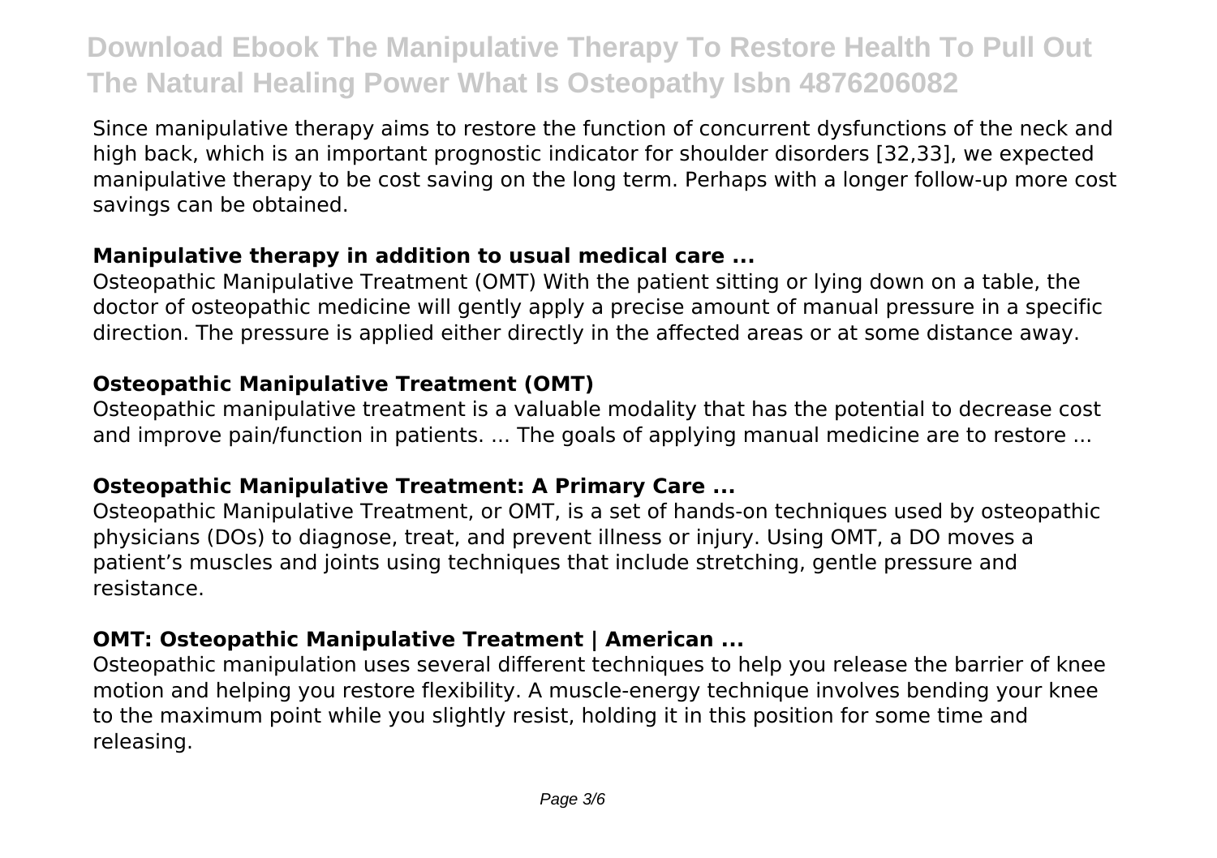Since manipulative therapy aims to restore the function of concurrent dysfunctions of the neck and high back, which is an important prognostic indicator for shoulder disorders [32,33], we expected manipulative therapy to be cost saving on the long term. Perhaps with a longer follow-up more cost savings can be obtained.

### Manipulative therapy in addition to usual medical care ...

Osteopathic Manipulative Treatment (OMT) With the patient sitting or lying down on a table, the doctor of osteopathic medicine will gently apply a precise amount of manual pressure in a specific direction. The pressure is applied either directly in the affected areas or at some distance away.

### Osteopathic Manipulative Treatment (OMT)

Osteopathic manipulative treatment is a valuable modality that has the potential to decrease cost and improve pain/function in patients. ... The goals of applying manual medicine are to restore ...

### Osteopathic Manipulative Treatment: A Primary Care ...

Osteopathic Manipulative Treatment, or OMT, is a set of hands-on techniques used by osteopathic physicians (DOs) to diagnose, treat, and prevent illness or injury. Using OMT, a DO moves a patient's muscles and joints using techniques that include stretching, gentle pressure and resistance.

### OMT: Osteopathic Manipulative Treatment | American ...

Osteopathic manipulation uses several different techniques to help you release the barrier of knee motion and helping you restore flexibility. A muscle-energy technique involves bending your knee to the maximum point while you slightly resist, holding it in this position for some time and releasing.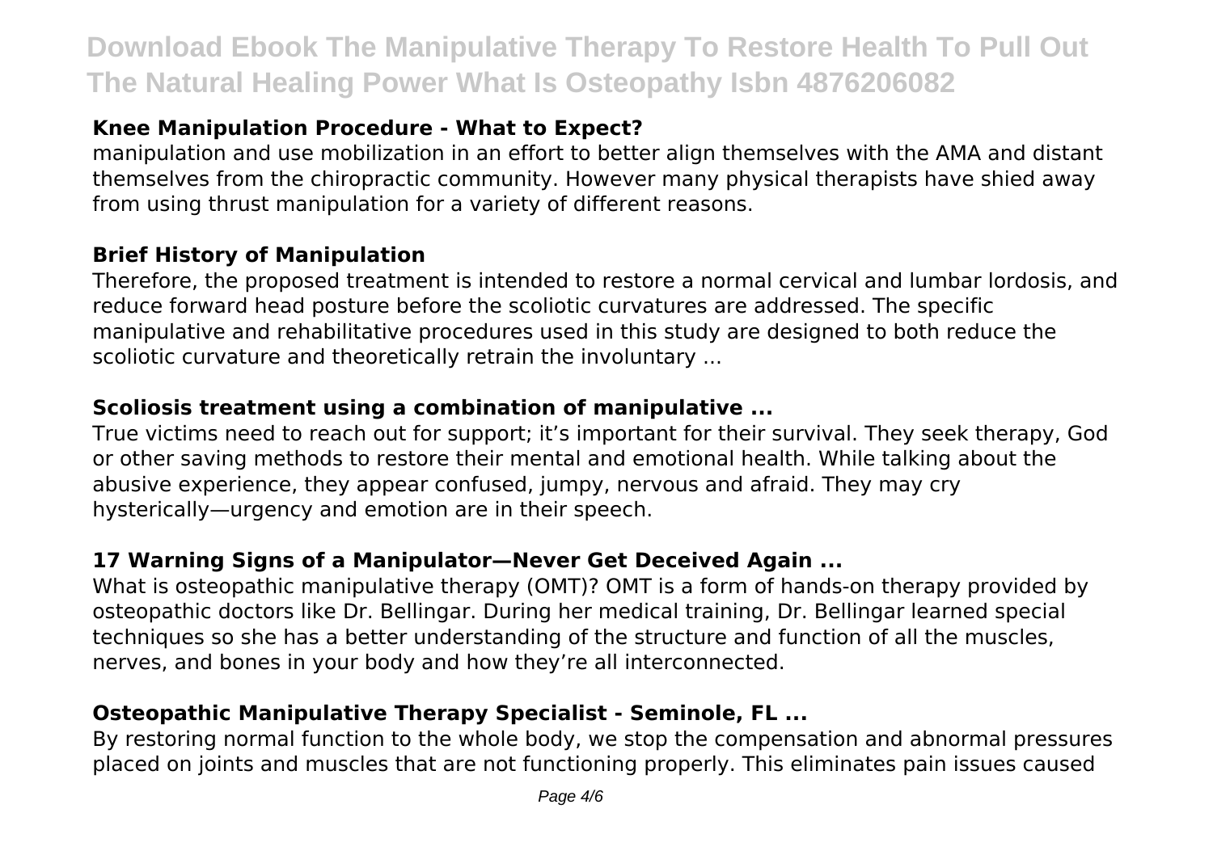### Knee Manipulation Procedure - What to Expect?

manipulation and use mobilization in an effort to better align themselves with the AMA and distant themselves from the chiropractic community. However many physical therapists have shied away from using thrust manipulation for a variety of different reasons.

### Brief History of Manipulation

Therefore, the proposed treatment is intended to restore a normal cervical and lumbar lordosis, and reduce forward head posture before the scoliotic curvatures are addressed. The specific manipulative and rehabilitative procedures used in this study are designed to both reduce the scoliotic curvature and theoretically retrain the involuntary ...

### Scoliosis treatment using a combination of manipulative ...

True victims need to reach out for support; it's important for their survival. They seek therapy, God or other saving methods to restore their mental and emotional health. While talking about the abusive experience, they appear confused, jumpy, nervous and afraid. They may cry hysterically—urgency and emotion are in their speech.

### 17 Warning Signs of a Manipulator—Never Get Deceived Again ...

What is osteopathic manipulative therapy (OMT)? OMT is a form of hands-on therapy provided by osteopathic doctors like Dr. Bellingar. During her medical training, Dr. Bellingar learned special techniques so she has a better understanding of the structure and function of all the muscles, nerves, and bones in your body and how they're all interconnected.

### Osteopathic Manipulative Therapy Specialist - Seminole, FL ...

By restoring normal function to the whole body, we stop the compensation and abnormal pressures placed on joints and muscles that are not functioning properly. This eliminates pain issues caused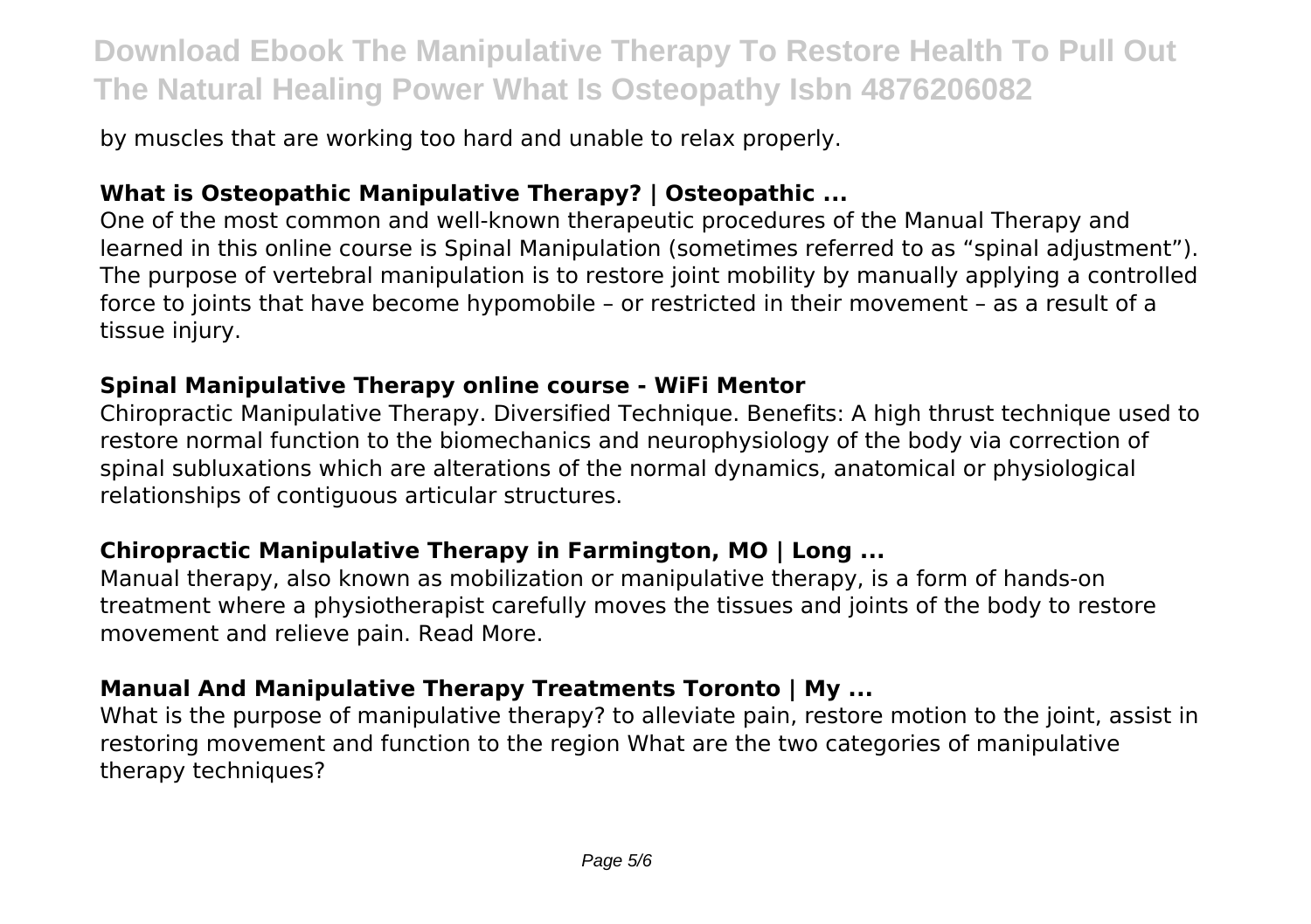by muscles that are working too hard and unable to relax properly.

## What is Osteopathic Manipulative Therapy? | Osteopathic ...

One of the most common and well-known therapeutic procedures of the Manual Therapy and learned in this online course is Spinal Manipulation (sometimes referred to as “spinal adjustment”). The purpose of vertebral manipulation is to restore joint mobility by manually applying a controlled force to joints that have become hypomobile – or restricted in their movement – as a result of a tissue injury.

## Spinal Manipulative Therapy online course - WiFi Mentor

Chiropractic Manipulative Therapy. Diversified Technique. Benefits: A high thrust technique used to restore normal function to the biomechanics and neurophysiology of the body via correction of spinal subluxations which are alterations of the normal dynamics, anatomical or physiological relationships of contiguous articular structures.

## Chiropractic Manipulative Therapy in Farmington, MO | Long ...

Manual therapy, also known as mobilization or manipulative therapy, is a form of hands-on treatment where a physiotherapist carefully moves the tissues and joints of the body to restore movement and relieve pain. Read More.

## Manual And Manipulative Therapy Treatments Toronto | My ...

What is the purpose of manipulative therapy? to alleviate pain, restore motion to the joint, assist in restoring movement and function to the region What are the two categories of manipulative therapy techniques?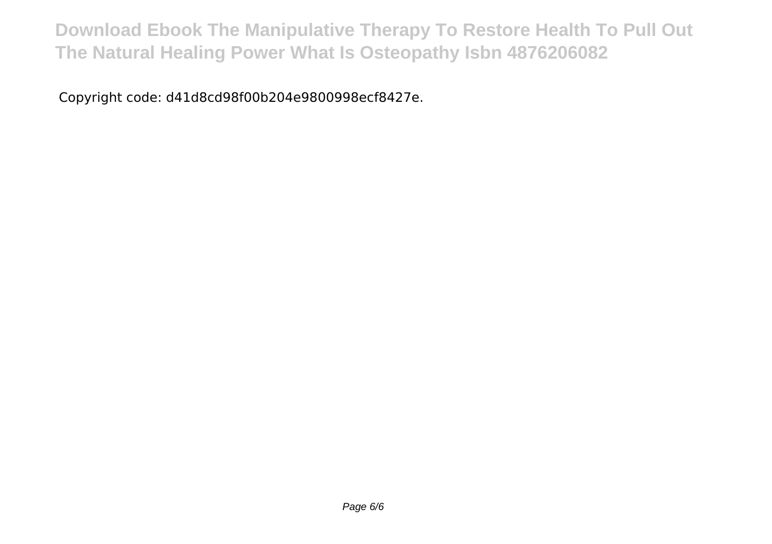Copyright code: d41d8cd98f00b204e9800998ecf8427e.